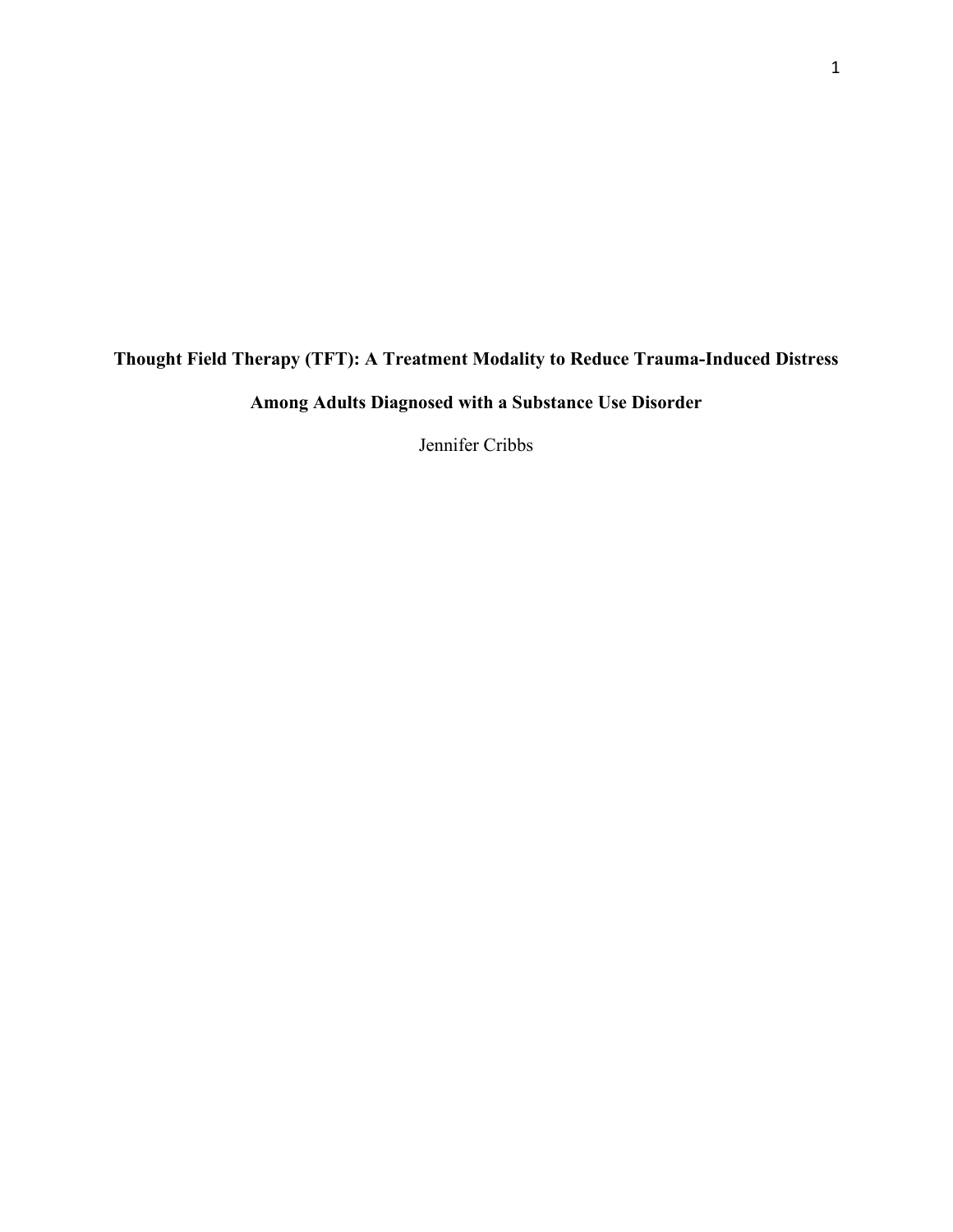# Thought Field Therapy (TFT): A Treatment Modality to Reduce Trauma-Induced Distress Among Adults Diagnosed with a Substance Use Disorder

Jennifer Cribbs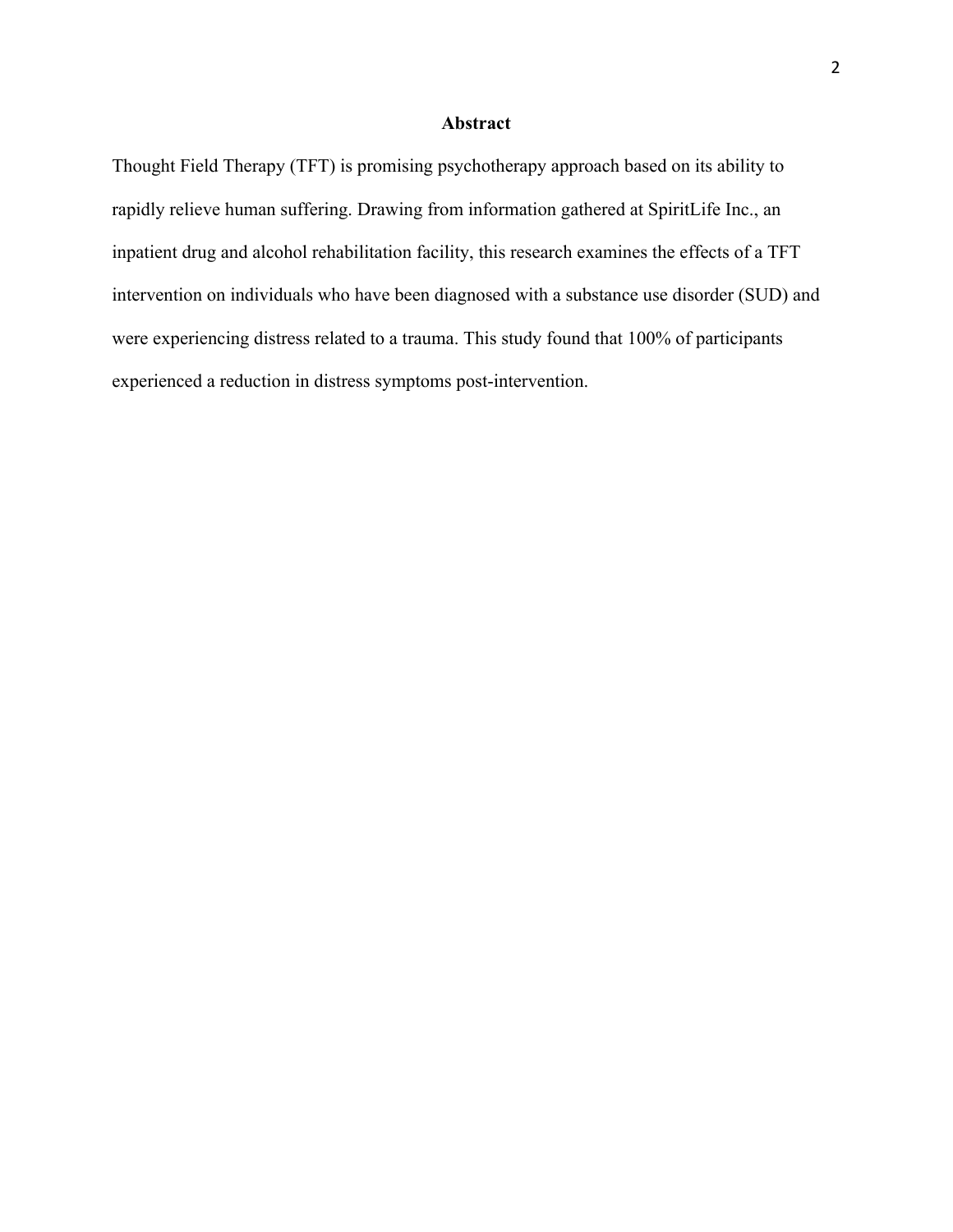## Abstract

Thought Field Therapy (TFT) is promising psychotherapy approach based on its ability to rapidly relieve human suffering. Drawing from information gathered at SpiritLife Inc., an inpatient drug and alcohol rehabilitation facility, this research examines the effects of a TFT intervention on individuals who have been diagnosed with a substance use disorder (SUD) and were experiencing distress related to a trauma. This study found that 100% of participants experienced a reduction in distress symptoms post-intervention.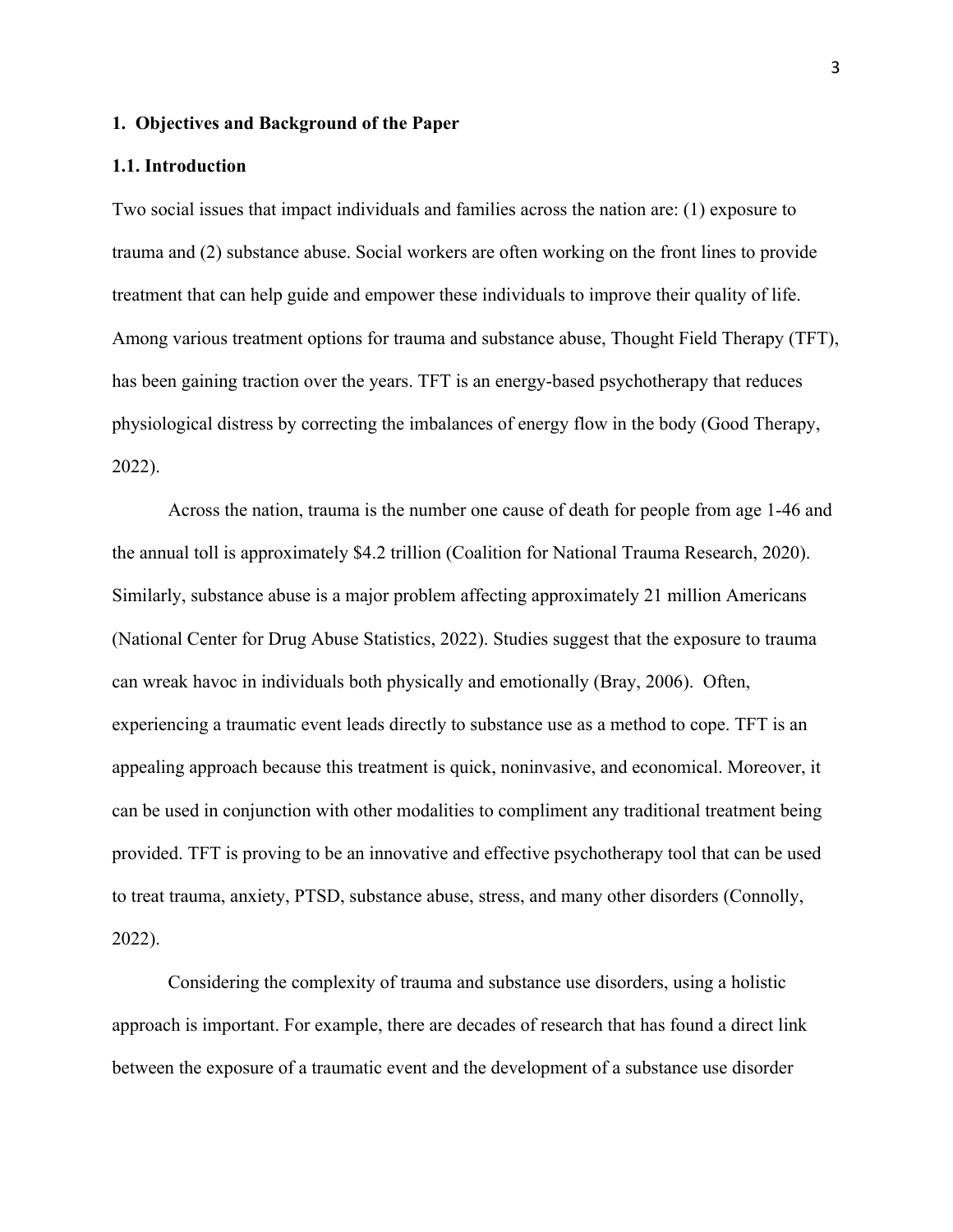## 1. Objectives and Background of the Paper

### 1.1. Introduction

Two social issues that impact individuals and families across the nation are: (1) exposure to trauma and (2) substance abuse. Social workers are often working on the front lines to provide treatment that can help guide and empower these individuals to improve their quality of life. Among various treatment options for trauma and substance abuse, Thought Field Therapy (TFT), has been gaining traction over the years. TFT is an energy-based psychotherapy that reduces physiological distress by correcting the imbalances of energy flow in the body (Good Therapy, 2022).

Across the nation, trauma is the number one cause of death for people from age 1-46 and the annual toll is approximately $4.2 trillion (Coalition for National Trauma Research, 2020). Similarly, substance abuse is a major problem affecting approximately 21 million Americans (National Center for Drug Abuse Statistics, 2022). Studies suggest that the exposure to trauma can wreak havoc in individuals both physically and emotionally (Bray, 2006). Often, experiencing a traumatic event leads directly to substance use as a method to cope. TFT is an appealing approach because this treatment is quick, noninvasive, and economical. Moreover, it can be used in conjunction with other modalities to compliment any traditional treatment being provided. TFT is proving to be an innovative and effective psychotherapy tool that can be used to treat trauma, anxiety, PTSD, substance abuse, stress, and many other disorders (Connolly, 2022).

Considering the complexity of trauma and substance use disorders, using a holistic approach is important. For example, there are decades of research that has found a direct link between the exposure of a traumatic event and the development of a substance use disorder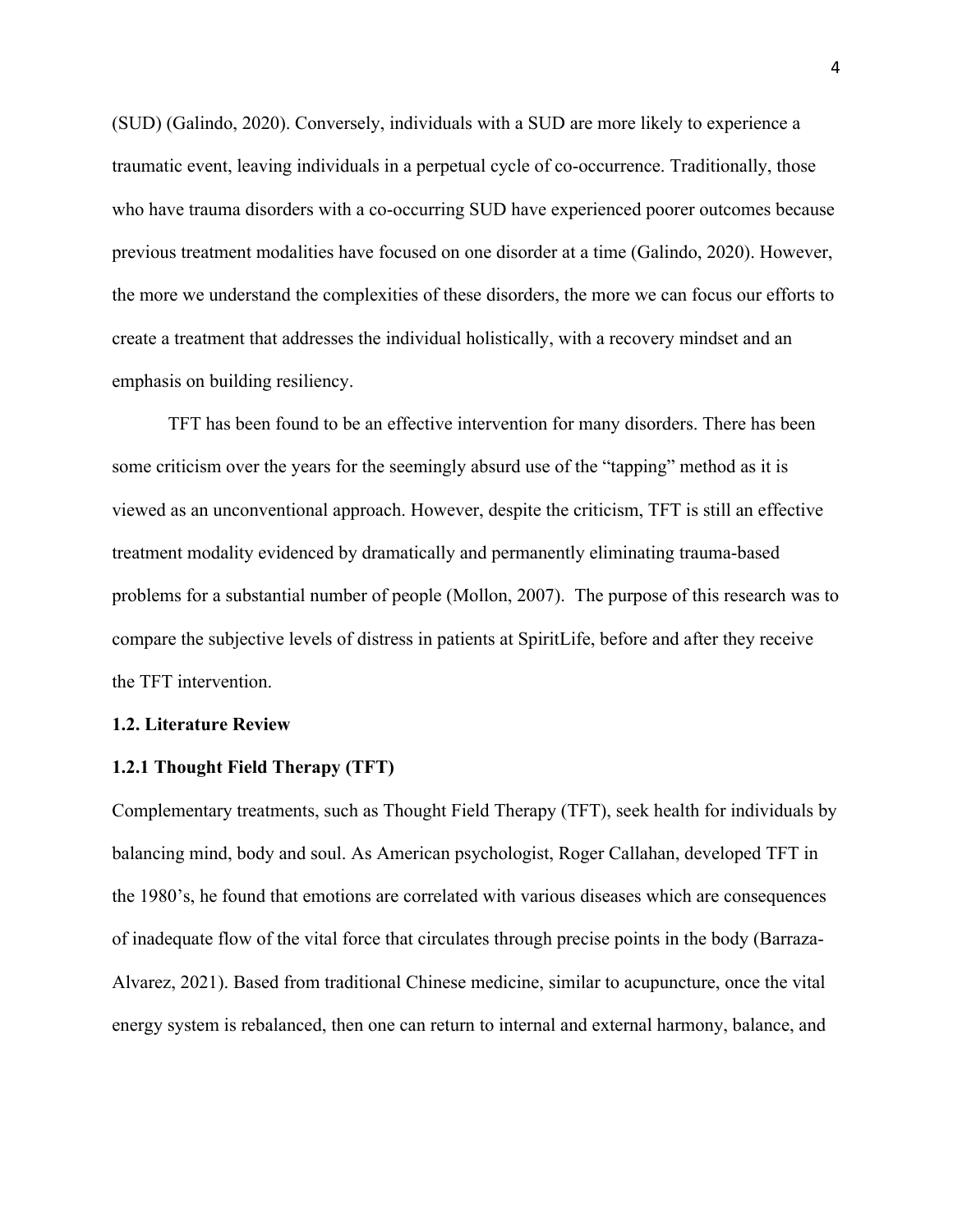(SUD) (Galindo, 2020). Conversely, individuals with a SUD are more likely to experience a traumatic event, leaving individuals in a perpetual cycle of co-occurrence. Traditionally, those who have trauma disorders with a co-occurring SUD have experienced poorer outcomes because previous treatment modalities have focused on one disorder at a time (Galindo, 2020). However, the more we understand the complexities of these disorders, the more we can focus our efforts to create a treatment that addresses the individual holistically, with a recovery mindset and an emphasis on building resiliency.

TFT has been found to be an effective intervention for many disorders. There has been some criticism over the years for the seemingly absurd use of the "tapping" method as it is viewed as an unconventional approach. However, despite the criticism, TFT is still an effective treatment modality evidenced by dramatically and permanently eliminating trauma-based problems for a substantial number of people (Mollon, 2007). The purpose of this research was to compare the subjective levels of distress in patients at SpiritLife, before and after they receive the TFT intervention.

### 1.2. Literature Review

#### 1.2.1 Thought Field Therapy (TFT)

Complementary treatments, such as Thought Field Therapy (TFT), seek health for individuals by balancing mind, body and soul. As American psychologist, Roger Callahan, developed TFT in the 1980's, he found that emotions are correlated with various diseases which are consequences of inadequate flow of the vital force that circulates through precise points in the body (Barraza-Alvarez, 2021). Based from traditional Chinese medicine, similar to acupuncture, once the vital energy system is rebalanced, then one can return to internal and external harmony, balance, and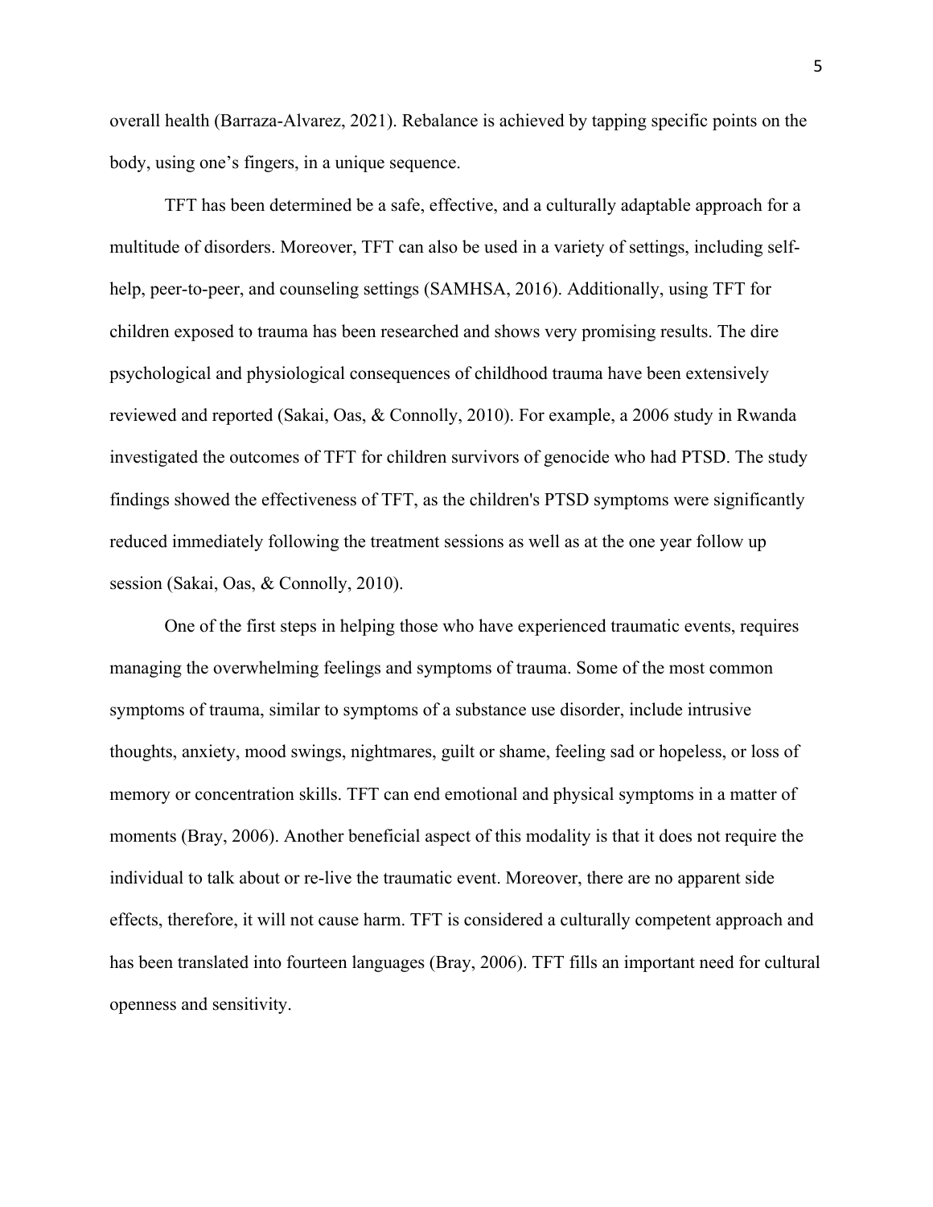overall health (Barraza-Alvarez, 2021). Rebalance is achieved by tapping specific points on the body, using one's fingers, in a unique sequence.

TFT has been determined be a safe, effective, and a culturally adaptable approach for a multitude of disorders. Moreover, TFT can also be used in a variety of settings, including self-help, peer-to-peer, and counseling settings (SAMHSA, 2016). Additionally, using TFT for children exposed to trauma has been researched and shows very promising results. The dire psychological and physiological consequences of childhood trauma have been extensively reviewed and reported (Sakai, Oas, & Connolly, 2010). For example, a 2006 study in Rwanda investigated the outcomes of TFT for children survivors of genocide who had PTSD. The study findings showed the effectiveness of TFT, as the children's PTSD symptoms were significantly reduced immediately following the treatment sessions as well as at the one year follow up session (Sakai, Oas, & Connolly, 2010).

One of the first steps in helping those who have experienced traumatic events, requires managing the overwhelming feelings and symptoms of trauma. Some of the most common symptoms of trauma, similar to symptoms of a substance use disorder, include intrusive thoughts, anxiety, mood swings, nightmares, guilt or shame, feeling sad or hopeless, or loss of memory or concentration skills. TFT can end emotional and physical symptoms in a matter of moments (Bray, 2006). Another beneficial aspect of this modality is that it does not require the individual to talk about or re-live the traumatic event. Moreover, there are no apparent side effects, therefore, it will not cause harm. TFT is considered a culturally competent approach and has been translated into fourteen languages (Bray, 2006). TFT fills an important need for cultural openness and sensitivity.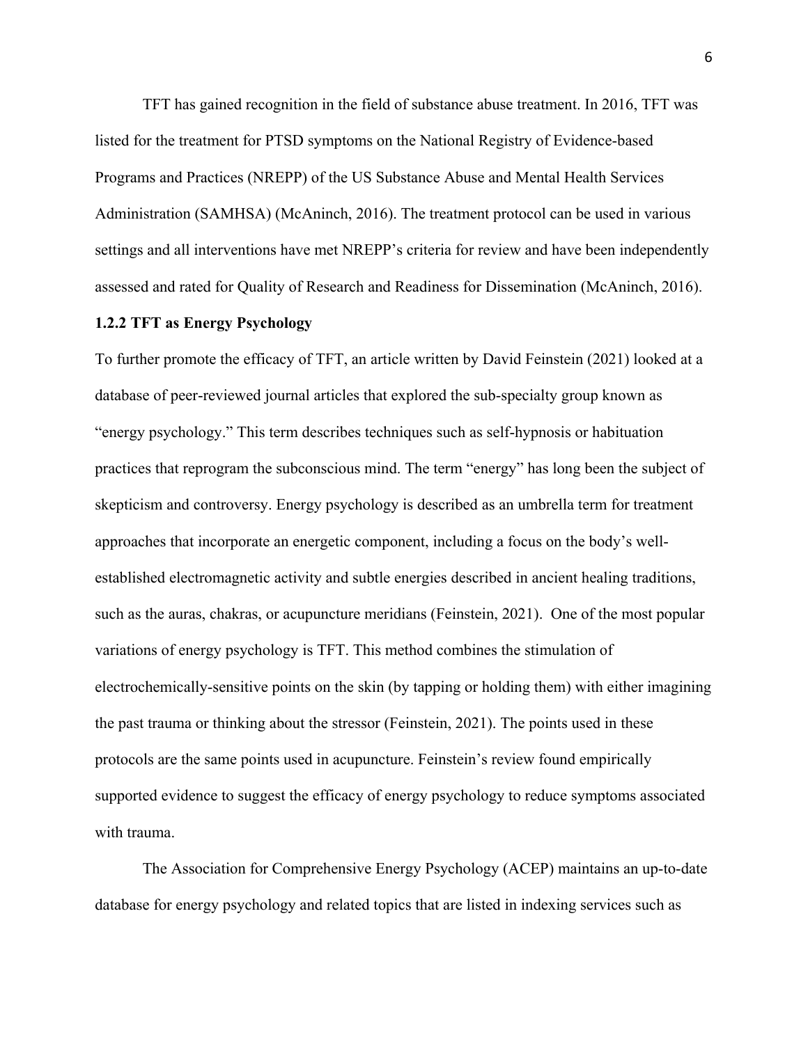TFT has gained recognition in the field of substance abuse treatment. In 2016, TFT was listed for the treatment for PTSD symptoms on the National Registry of Evidence-based Programs and Practices (NREPP) of the US Substance Abuse and Mental Health Services Administration (SAMHSA) (McAninch, 2016). The treatment protocol can be used in various settings and all interventions have met NREPP's criteria for review and have been independently assessed and rated for Quality of Research and Readiness for Dissemination (McAninch, 2016).

### 1.2.2 TFT as Energy Psychology

To further promote the efficacy of TFT, an article written by David Feinstein (2021) looked at a database of peer-reviewed journal articles that explored the sub-specialty group known as "energy psychology." This term describes techniques such as self-hypnosis or habituation practices that reprogram the subconscious mind. The term "energy" has long been the subject of skepticism and controversy. Energy psychology is described as an umbrella term for treatment approaches that incorporate an energetic component, including a focus on the body's well-established electromagnetic activity and subtle energies described in ancient healing traditions, such as the auras, chakras, or acupuncture meridians (Feinstein, 2021). One of the most popular variations of energy psychology is TFT. This method combines the stimulation of electrochemically-sensitive points on the skin (by tapping or holding them) with either imagining the past trauma or thinking about the stressor (Feinstein, 2021). The points used in these protocols are the same points used in acupuncture. Feinstein's review found empirically supported evidence to suggest the efficacy of energy psychology to reduce symptoms associated with trauma.

The Association for Comprehensive Energy Psychology (ACEP) maintains an up-to-date database for energy psychology and related topics that are listed in indexing services such as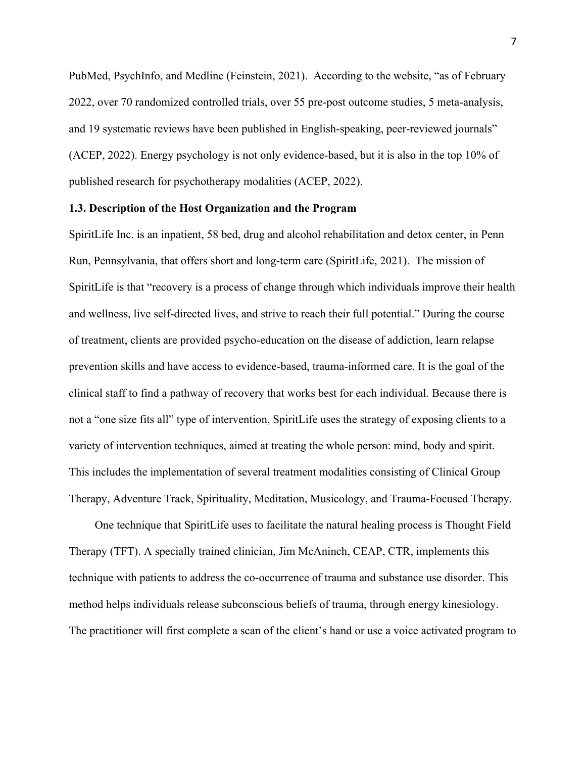PubMed, PsychInfo, and Medline (Feinstein, 2021). According to the website, "as of February 2022, over 70 randomized controlled trials, over 55 pre-post outcome studies, 5 meta-analysis, and 19 systematic reviews have been published in English-speaking, peer-reviewed journals" (ACEP, 2022). Energy psychology is not only evidence-based, but it is also in the top 10% of published research for psychotherapy modalities (ACEP, 2022).

**1.3. Description of the Host Organization and the Program**

SpiritLife Inc. is an inpatient, 58 bed, drug and alcohol rehabilitation and detox center, in Penn Run, Pennsylvania, that offers short and long-term care (SpiritLife, 2021). The mission of SpiritLife is that "recovery is a process of change through which individuals improve their health and wellness, live self-directed lives, and strive to reach their full potential." During the course of treatment, clients are provided psycho-education on the disease of addiction, learn relapse prevention skills and have access to evidence-based, trauma-informed care. It is the goal of the clinical staff to find a pathway of recovery that works best for each individual. Because there is not a "one size fits all" type of intervention, SpiritLife uses the strategy of exposing clients to a variety of intervention techniques, aimed at treating the whole person: mind, body and spirit. This includes the implementation of several treatment modalities consisting of Clinical Group Therapy, Adventure Track, Spirituality, Meditation, Musicology, and Trauma-Focused Therapy.

One technique that SpiritLife uses to facilitate the natural healing process is Thought Field Therapy (TFT). A specially trained clinician, Jim McAninch, CEAP, CTR, implements this technique with patients to address the co-occurrence of trauma and substance use disorder. This method helps individuals release subconscious beliefs of trauma, through energy kinesiology. The practitioner will first complete a scan of the client's hand or use a voice activated program to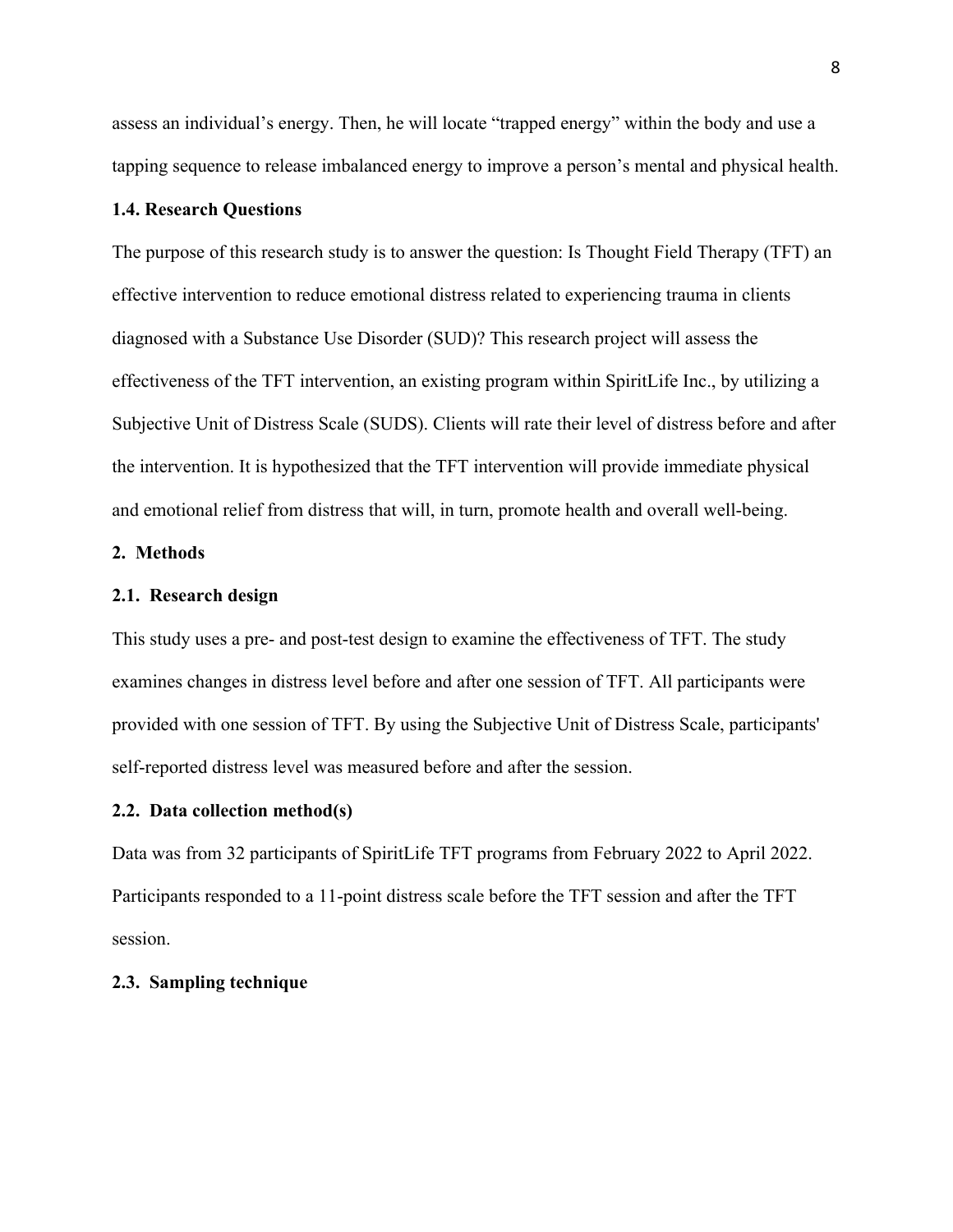assess an individual's energy. Then, he will locate "trapped energy" within the body and use a tapping sequence to release imbalanced energy to improve a person's mental and physical health.

### 1.4. Research Questions

The purpose of this research study is to answer the question: Is Thought Field Therapy (TFT) an effective intervention to reduce emotional distress related to experiencing trauma in clients diagnosed with a Substance Use Disorder (SUD)? This research project will assess the effectiveness of the TFT intervention, an existing program within SpiritLife Inc., by utilizing a Subjective Unit of Distress Scale (SUDS). Clients will rate their level of distress before and after the intervention. It is hypothesized that the TFT intervention will provide immediate physical and emotional relief from distress that will, in turn, promote health and overall well-being.

## 2. Methods

### 2.1. Research design

This study uses a pre- and post-test design to examine the effectiveness of TFT. The study examines changes in distress level before and after one session of TFT. All participants were provided with one session of TFT. By using the Subjective Unit of Distress Scale, participants' self-reported distress level was measured before and after the session.

### 2.2. Data collection method(s)

Data was from 32 participants of SpiritLife TFT programs from February 2022 to April 2022. Participants responded to a 11-point distress scale before the TFT session and after the TFT session.

### 2.3. Sampling technique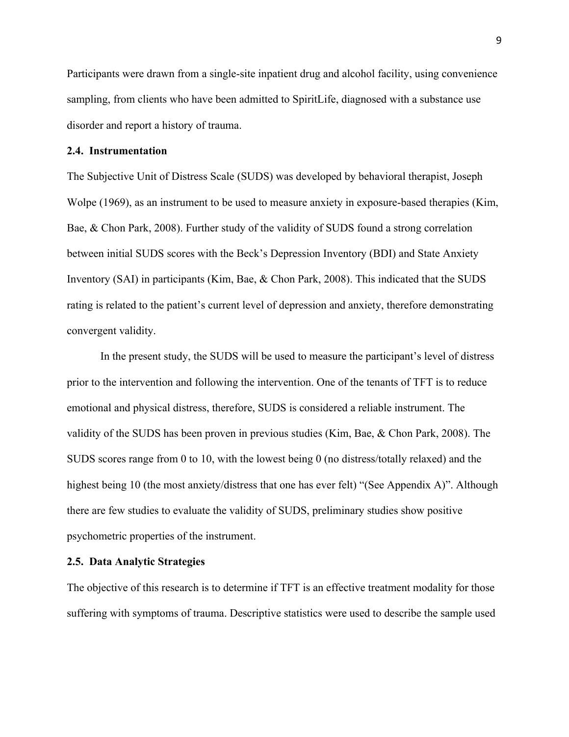Participants were drawn from a single-site inpatient drug and alcohol facility, using convenience sampling, from clients who have been admitted to SpiritLife, diagnosed with a substance use disorder and report a history of trauma.

### 2.4. Instrumentation

The Subjective Unit of Distress Scale (SUDS) was developed by behavioral therapist, Joseph Wolpe (1969), as an instrument to be used to measure anxiety in exposure-based therapies (Kim, Bae, & Chon Park, 2008). Further study of the validity of SUDS found a strong correlation between initial SUDS scores with the Beck's Depression Inventory (BDI) and State Anxiety Inventory (SAI) in participants (Kim, Bae, & Chon Park, 2008). This indicated that the SUDS rating is related to the patient's current level of depression and anxiety, therefore demonstrating convergent validity.

In the present study, the SUDS will be used to measure the participant's level of distress prior to the intervention and following the intervention. One of the tenants of TFT is to reduce emotional and physical distress, therefore, SUDS is considered a reliable instrument. The validity of the SUDS has been proven in previous studies (Kim, Bae, & Chon Park, 2008). The SUDS scores range from 0 to 10, with the lowest being 0 (no distress/totally relaxed) and the highest being 10 (the most anxiety/distress that one has ever felt) "(See Appendix A)". Although there are few studies to evaluate the validity of SUDS, preliminary studies show positive psychometric properties of the instrument.

### 2.5. Data Analytic Strategies

The objective of this research is to determine if TFT is an effective treatment modality for those suffering with symptoms of trauma. Descriptive statistics were used to describe the sample used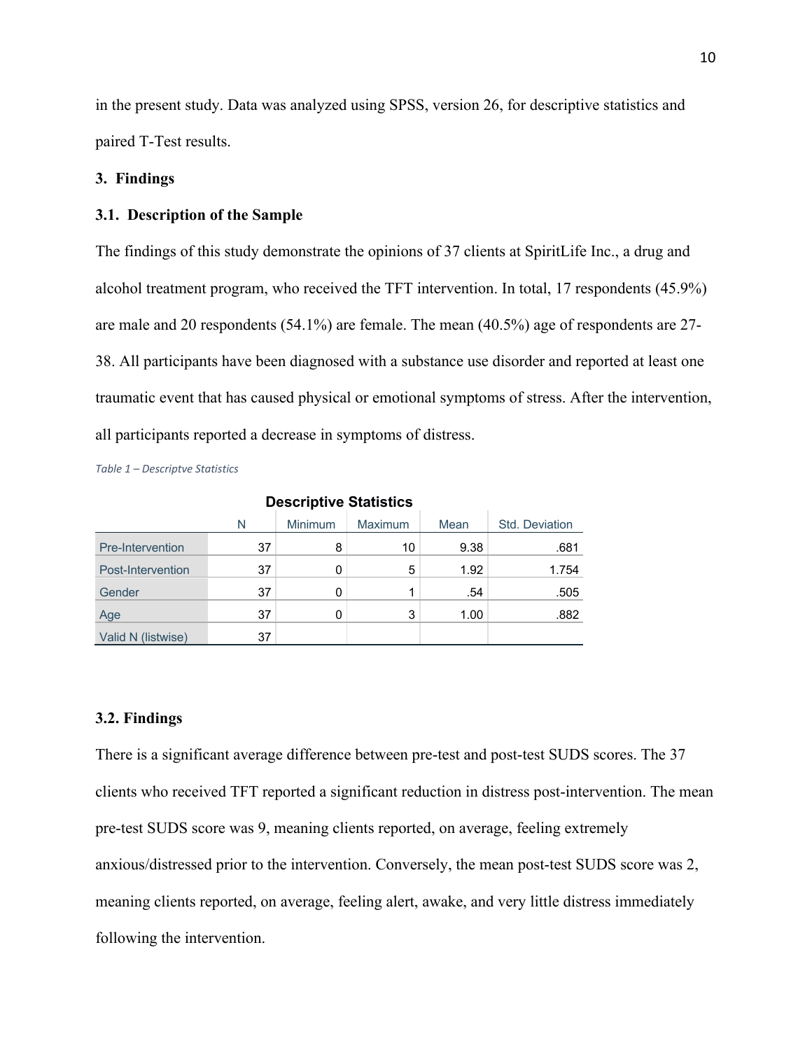in the present study. Data was analyzed using SPSS, version 26, for descriptive statistics and paired T-Test results.

## 3. Findings

### 3.1. Description of the Sample

The findings of this study demonstrate the opinions of 37 clients at SpiritLife Inc., a drug and alcohol treatment program, who received the TFT intervention. In total, 17 respondents (45.9%) are male and 20 respondents (54.1%) are female. The mean (40.5%) age of respondents are 27-38. All participants have been diagnosed with a substance use disorder and reported at least one traumatic event that has caused physical or emotional symptoms of stress. After the intervention, all participants reported a decrease in symptoms of distress.

*Table 1 – Descriptve Statistics*

**Descriptive Statistics**

| | N | Minimum | Maximum | Mean | Std. Deviation |
|---|---|---|---|---|---|
| Pre-Intervention | 37 | 8 | 10 | 9.38 | .681 |
| Post-Intervention | 37 | 0 | 5 | 1.92 | 1.754 |
| Gender | 37 | 0 | 1 | .54 | .505 |
| Age | 37 | 0 | 3 | 1.00 | .882 |
| Valid N (listwise) | 37 | | | | |

### 3.2. Findings

There is a significant average difference between pre-test and post-test SUDS scores. The 37 clients who received TFT reported a significant reduction in distress post-intervention. The mean pre-test SUDS score was 9, meaning clients reported, on average, feeling extremely anxious/distressed prior to the intervention. Conversely, the mean post-test SUDS score was 2, meaning clients reported, on average, feeling alert, awake, and very little distress immediately following the intervention.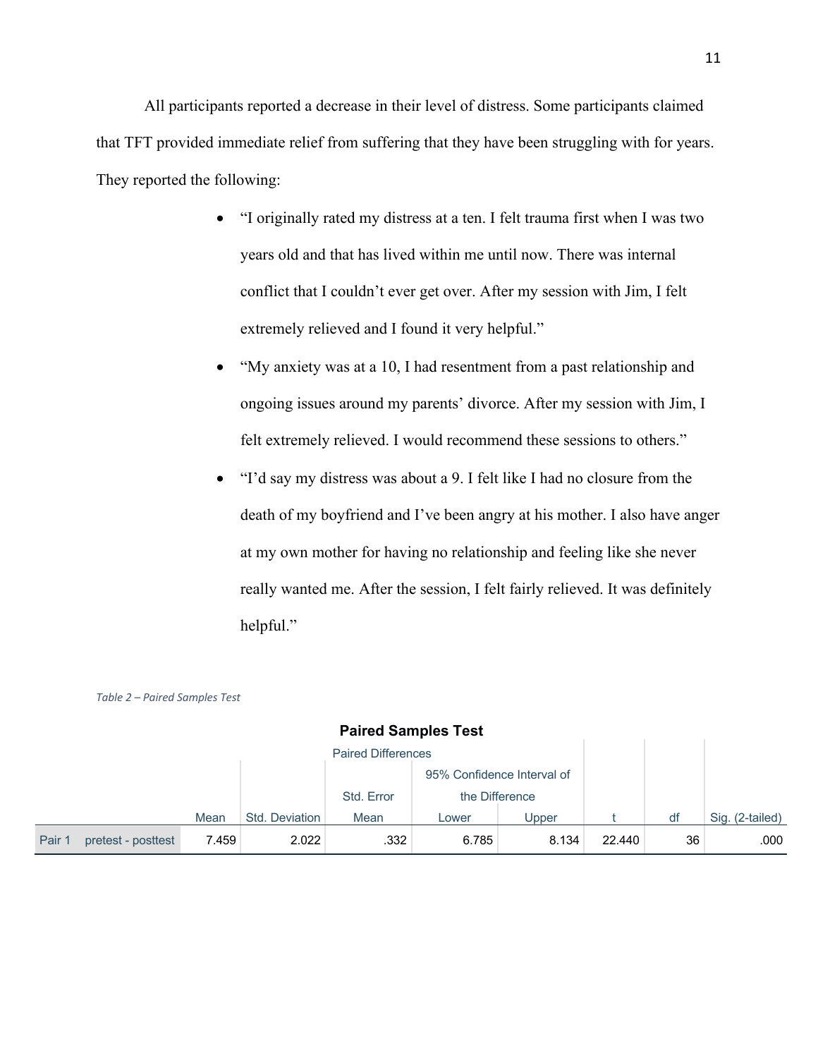All participants reported a decrease in their level of distress. Some participants claimed that TFT provided immediate relief from suffering that they have been struggling with for years. They reported the following:

- “I originally rated my distress at a ten. I felt trauma first when I was two years old and that has lived within me until now. There was internal conflict that I couldn’t ever get over. After my session with Jim, I felt extremely relieved and I found it very helpful.”
- “My anxiety was at a 10, I had resentment from a past relationship and ongoing issues around my parents’ divorce. After my session with Jim, I felt extremely relieved. I would recommend these sessions to others.”
- “I’d say my distress was about a 9. I felt like I had no closure from the death of my boyfriend and I’ve been angry at his mother. I also have anger at my own mother for having no relationship and feeling like she never really wanted me. After the session, I felt fairly relieved. It was definitely helpful.”

*Table 2 – Paired Samples Test*

**Paired Samples Test**

| | | Paired Differences | | | | | t | df | Sig. (2-tailed) |
|---|---|---|---|---|---|---|---|---|---|
| | | | | | 95% Confidence Interval of the Difference | | | | |
| | | Mean | Std. Deviation | Std. Error Mean | Lower | Upper | | | |
| Pair 1 | pretest - posttest | 7.459 | 2.022 | .332 | 6.785 | 8.134 | 22.440 | 36 | .000 |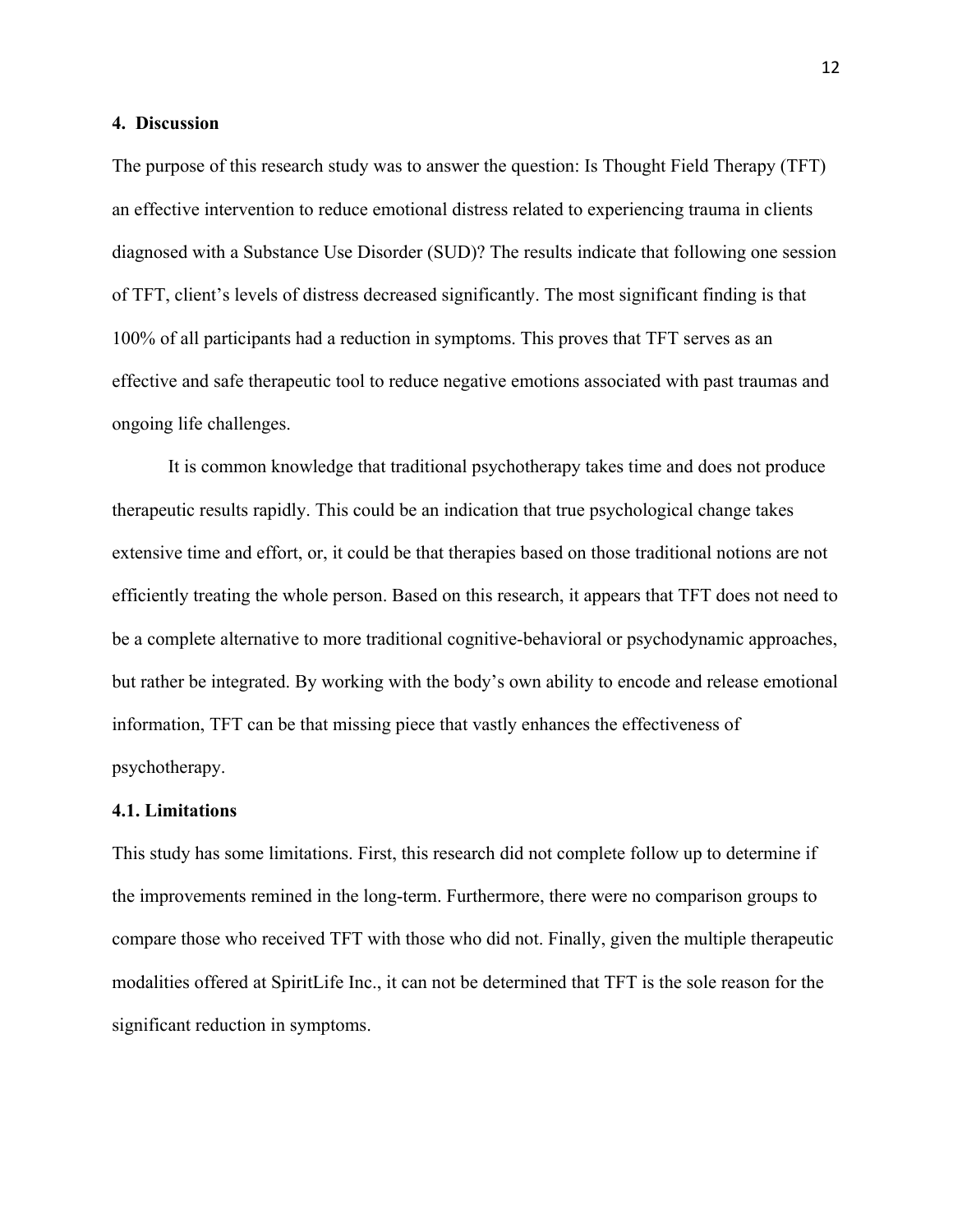## 4. Discussion

The purpose of this research study was to answer the question: Is Thought Field Therapy (TFT) an effective intervention to reduce emotional distress related to experiencing trauma in clients diagnosed with a Substance Use Disorder (SUD)? The results indicate that following one session of TFT, client's levels of distress decreased significantly. The most significant finding is that 100% of all participants had a reduction in symptoms. This proves that TFT serves as an effective and safe therapeutic tool to reduce negative emotions associated with past traumas and ongoing life challenges.

It is common knowledge that traditional psychotherapy takes time and does not produce therapeutic results rapidly. This could be an indication that true psychological change takes extensive time and effort, or, it could be that therapies based on those traditional notions are not efficiently treating the whole person. Based on this research, it appears that TFT does not need to be a complete alternative to more traditional cognitive-behavioral or psychodynamic approaches, but rather be integrated. By working with the body's own ability to encode and release emotional information, TFT can be that missing piece that vastly enhances the effectiveness of psychotherapy.

### 4.1. Limitations

This study has some limitations. First, this research did not complete follow up to determine if the improvements remined in the long-term. Furthermore, there were no comparison groups to compare those who received TFT with those who did not. Finally, given the multiple therapeutic modalities offered at SpiritLife Inc., it can not be determined that TFT is the sole reason for the significant reduction in symptoms.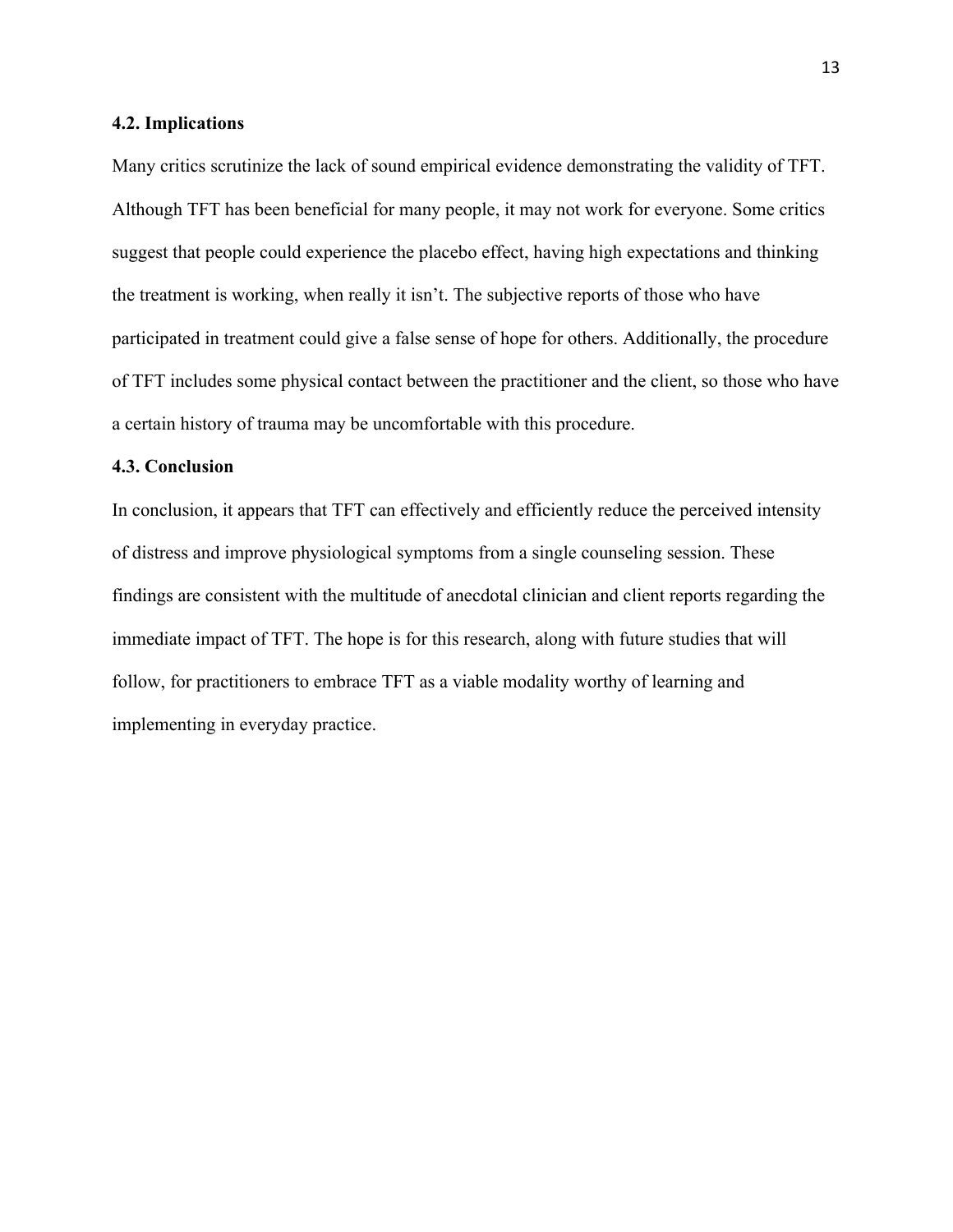### 4.2. Implications

Many critics scrutinize the lack of sound empirical evidence demonstrating the validity of TFT. Although TFT has been beneficial for many people, it may not work for everyone. Some critics suggest that people could experience the placebo effect, having high expectations and thinking the treatment is working, when really it isn't. The subjective reports of those who have participated in treatment could give a false sense of hope for others. Additionally, the procedure of TFT includes some physical contact between the practitioner and the client, so those who have a certain history of trauma may be uncomfortable with this procedure.

### 4.3. Conclusion

In conclusion, it appears that TFT can effectively and efficiently reduce the perceived intensity of distress and improve physiological symptoms from a single counseling session. These findings are consistent with the multitude of anecdotal clinician and client reports regarding the immediate impact of TFT. The hope is for this research, along with future studies that will follow, for practitioners to embrace TFT as a viable modality worthy of learning and implementing in everyday practice.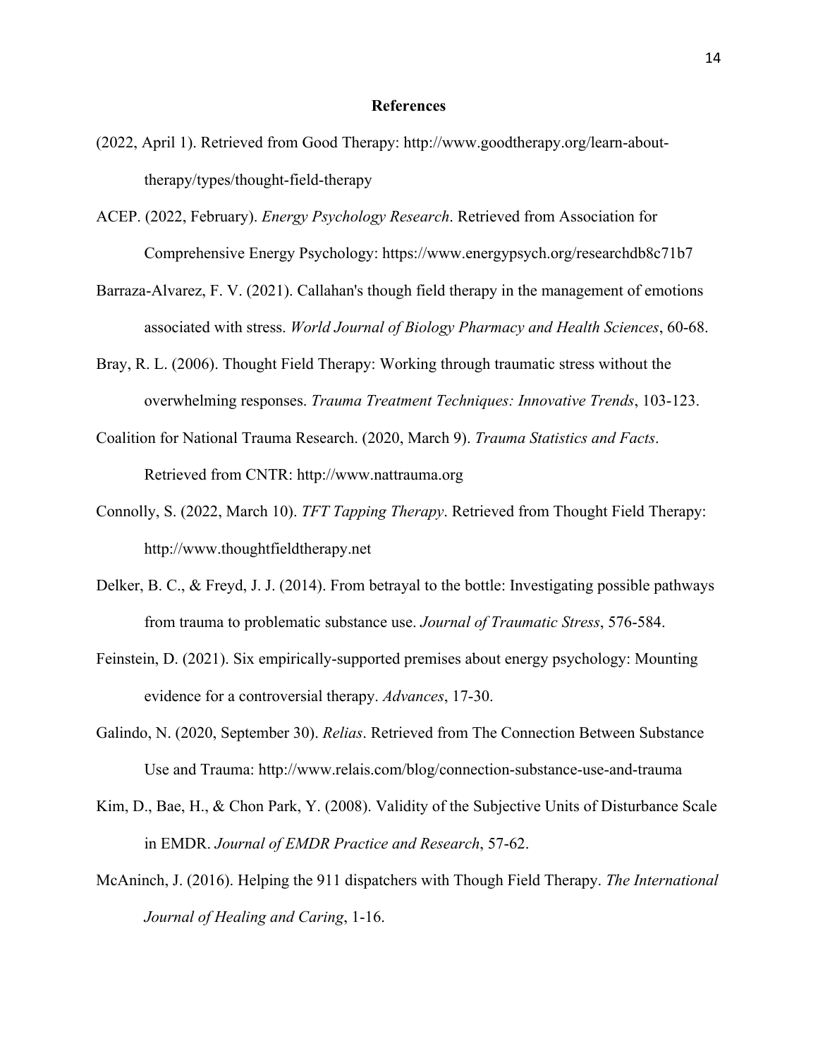# References

(2022, April 1). Retrieved from Good Therapy: http://www.goodtherapy.org/learn-about-therapy/types/thought-field-therapy

ACEP. (2022, February). *Energy Psychology Research*. Retrieved from Association for Comprehensive Energy Psychology: https://www.energypsych.org/researchdb8c71b7

Barraza-Alvarez, F. V. (2021). Callahan's though field therapy in the management of emotions associated with stress. *World Journal of Biology Pharmacy and Health Sciences*, 60-68.

Bray, R. L. (2006). Thought Field Therapy: Working through traumatic stress without the overwhelming responses. *Trauma Treatment Techniques: Innovative Trends*, 103-123.

Coalition for National Trauma Research. (2020, March 9). *Trauma Statistics and Facts*. Retrieved from CNTR: http://www.nattrauma.org

Connolly, S. (2022, March 10). *TFT Tapping Therapy*. Retrieved from Thought Field Therapy: http://www.thoughtfieldtherapy.net

Delker, B. C., & Freyd, J. J. (2014). From betrayal to the bottle: Investigating possible pathways from trauma to problematic substance use. *Journal of Traumatic Stress*, 576-584.

Feinstein, D. (2021). Six empirically-supported premises about energy psychology: Mounting evidence for a controversial therapy. *Advances*, 17-30.

Galindo, N. (2020, September 30). *Relias*. Retrieved from The Connection Between Substance Use and Trauma: http://www.relais.com/blog/connection-substance-use-and-trauma

Kim, D., Bae, H., & Chon Park, Y. (2008). Validity of the Subjective Units of Disturbance Scale in EMDR. *Journal of EMDR Practice and Research*, 57-62.

McAninch, J. (2016). Helping the 911 dispatchers with Though Field Therapy. *The International Journal of Healing and Caring*, 1-16.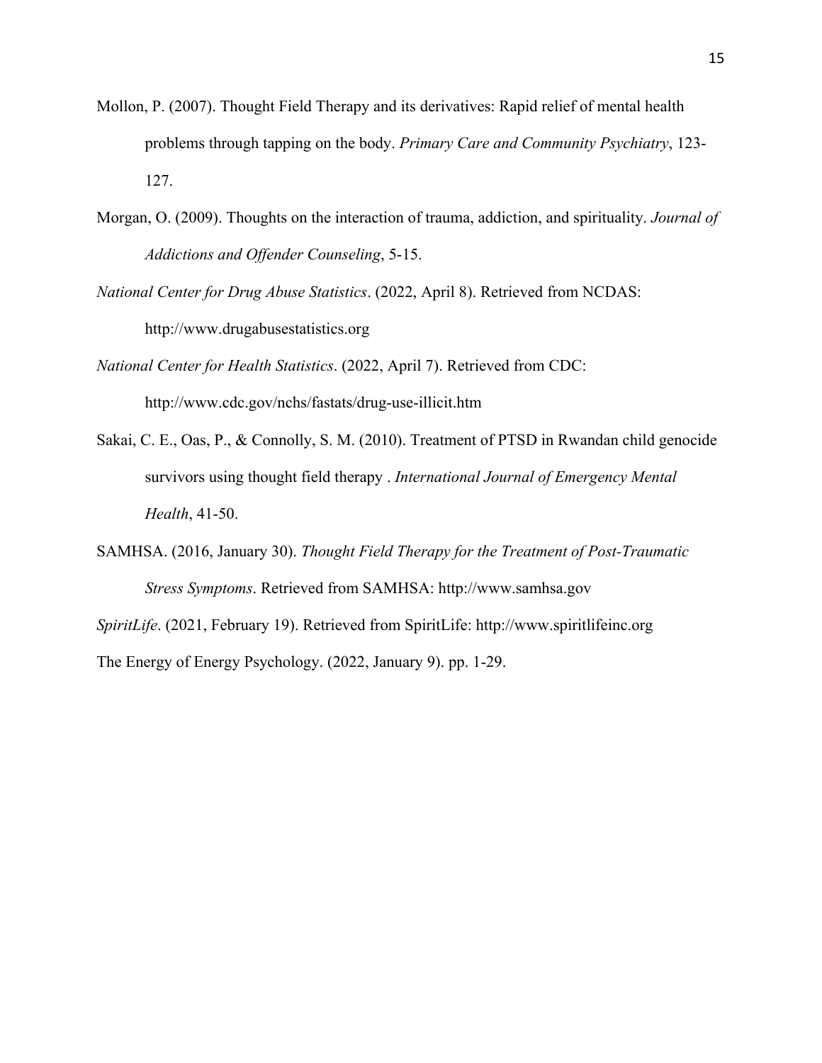Mollon, P. (2007). Thought Field Therapy and its derivatives: Rapid relief of mental health problems through tapping on the body. *Primary Care and Community Psychiatry*, 123-127.

Morgan, O. (2009). Thoughts on the interaction of trauma, addiction, and spirituality. *Journal of Addictions and Offender Counseling*, 5-15.

*National Center for Drug Abuse Statistics*. (2022, April 8). Retrieved from NCDAS: http://www.drugabusestatistics.org

*National Center for Health Statistics*. (2022, April 7). Retrieved from CDC: http://www.cdc.gov/nchs/fastats/drug-use-illicit.htm

Sakai, C. E., Oas, P., & Connolly, S. M. (2010). Treatment of PTSD in Rwandan child genocide survivors using thought field therapy . *International Journal of Emergency Mental Health*, 41-50.

SAMHSA. (2016, January 30). *Thought Field Therapy for the Treatment of Post-Traumatic Stress Symptoms*. Retrieved from SAMHSA: http://www.samhsa.gov

*SpiritLife*. (2021, February 19). Retrieved from SpiritLife: http://www.spiritlifeinc.org

The Energy of Energy Psychology. (2022, January 9). pp. 1-29.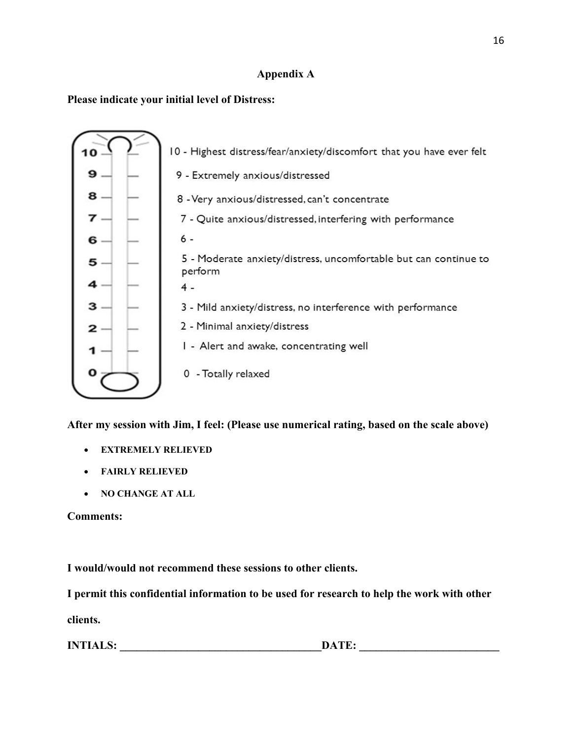**Appendix A**

**Please indicate your initial level of Distress:**

10
9
8
7
6
5
4
3
2
1
0

10 - Highest distress/fear/anxiety/discomfort that you have ever felt

9 - Extremely anxious/distressed

8 - Very anxious/distressed, can't concentrate

7 - Quite anxious/distressed, interfering with performance

6 -

5 - Moderate anxiety/distress, uncomfortable but can continue to perform

4 -

3 - Mild anxiety/distress, no interference with performance

2 - Minimal anxiety/distress

1 - Alert and awake, concentrating well

0 - Totally relaxed

**After my session with Jim, I feel: (Please use numerical rating, based on the scale above)**

- **EXTREMELY RELIEVED**
- **FAIRLY RELIEVED**
- **NO CHANGE AT ALL**

**Comments:**

**I would/would not recommend these sessions to other clients.**

**I permit this confidential information to be used for research to help the work with other clients.**

**INTIALS: ____________________________________DATE: _________________________**